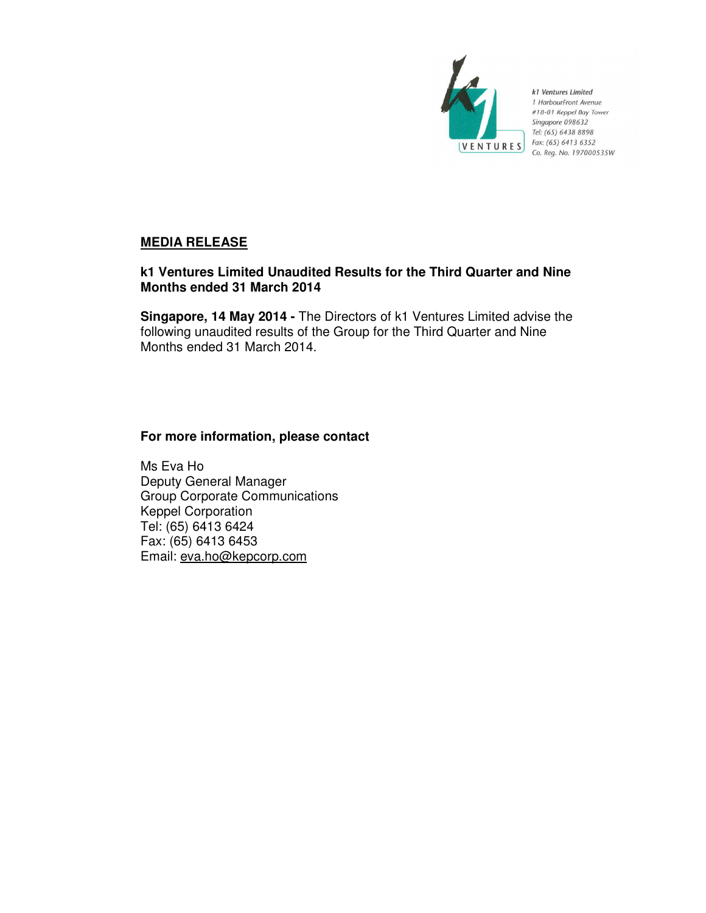k1 Ventures Limited
1 HarbourFront Avenue
#18-01 Keppel Bay Tower
Singapore 098632
Tel: (65) 6438 8898
Fax: (65) 6413 6352
Co. Reg. No. 197000535W

**MEDIA RELEASE**

**k1 Ventures Limited Unaudited Results for the Third Quarter and Nine Months ended 31 March 2014**

**Singapore, 14 May 2014 -** The Directors of k1 Ventures Limited advise the following unaudited results of the Group for the Third Quarter and Nine Months ended 31 March 2014.

**For more information, please contact**

Ms Eva Ho
Deputy General Manager
Group Corporate Communications
Keppel Corporation
Tel: (65) 6413 6424
Fax: (65) 6413 6453
Email: eva.ho@kepcorp.com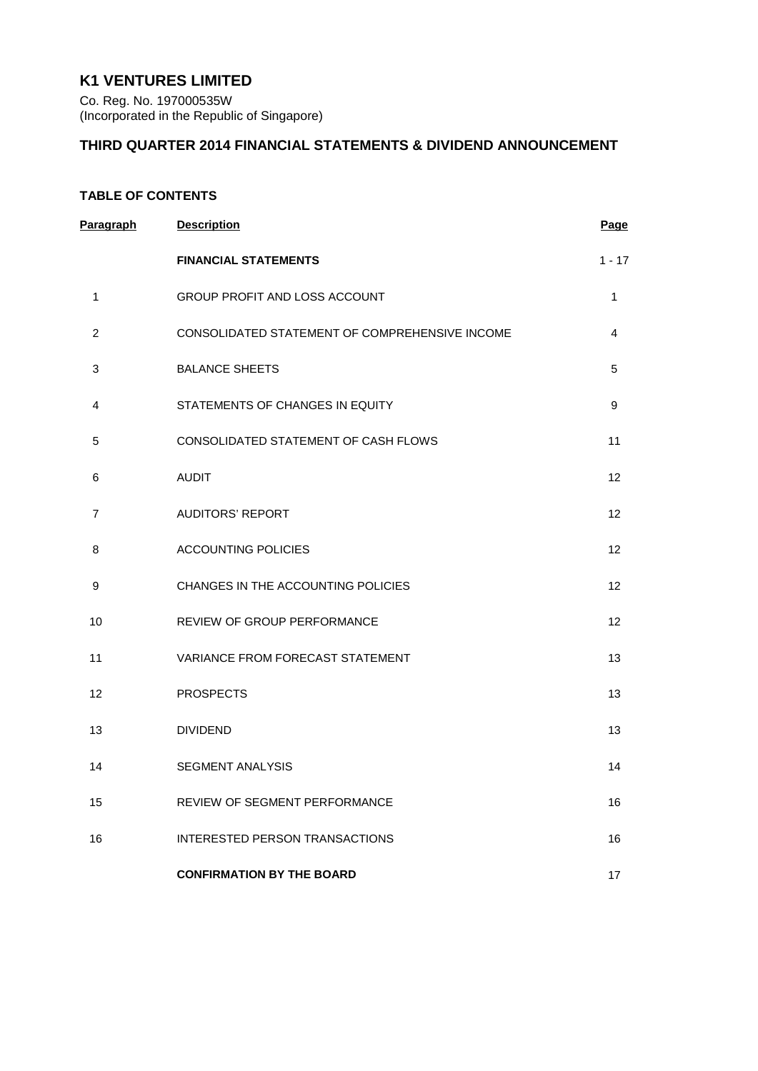# K1 VENTURES LIMITED

Co. Reg. No. 197000535W
(Incorporated in the Republic of Singapore)

## THIRD QUARTER 2014 FINANCIAL STATEMENTS & DIVIDEND ANNOUNCEMENT

### TABLE OF CONTENTS

| Paragraph | Description | Page |
|---|---|---|
| | **FINANCIAL STATEMENTS** | 1 - 17 |
| 1 | GROUP PROFIT AND LOSS ACCOUNT | 1 |
| 2 | CONSOLIDATED STATEMENT OF COMPREHENSIVE INCOME | 4 |
| 3 | BALANCE SHEETS | 5 |
| 4 | STATEMENTS OF CHANGES IN EQUITY | 9 |
| 5 | CONSOLIDATED STATEMENT OF CASH FLOWS | 11 |
| 6 | AUDIT | 12 |
| 7 | AUDITORS' REPORT | 12 |
| 8 | ACCOUNTING POLICIES | 12 |
| 9 | CHANGES IN THE ACCOUNTING POLICIES | 12 |
| 10 | REVIEW OF GROUP PERFORMANCE | 12 |
| 11 | VARIANCE FROM FORECAST STATEMENT | 13 |
| 12 | PROSPECTS | 13 |
| 13 | DIVIDEND | 13 |
| 14 | SEGMENT ANALYSIS | 14 |
| 15 | REVIEW OF SEGMENT PERFORMANCE | 16 |
| 16 | INTERESTED PERSON TRANSACTIONS | 16 |
| | **CONFIRMATION BY THE BOARD** | 17 |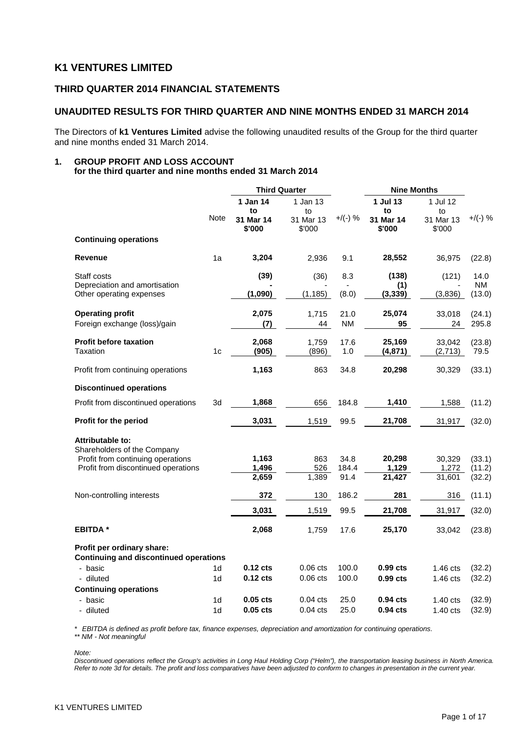# K1 VENTURES LIMITED

## THIRD QUARTER 2014 FINANCIAL STATEMENTS

## UNAUDITED RESULTS FOR THIRD QUARTER AND NINE MONTHS ENDED 31 MARCH 2014

The Directors of **k1 Ventures Limited** advise the following unaudited results of the Group for the third quarter and nine months ended 31 March 2014.

### 1. GROUP PROFIT AND LOSS ACCOUNT
**for the third quarter and nine months ended 31 March 2014**

| | Note | Third Quarter | | | Nine Months | | |
|---|---|---|---|---|---|---|---|
| | | **1 Jan 14 to 31 Mar 14 $'000** | 1 Jan 13 to 31 Mar 13 $'000 | +/(-) % | **1 Jul 13 to 31 Mar 14 $'000** | 1 Jul 12 to 31 Mar 13 $'000 | +/(-) % |
| **Continuing operations** | | | | | | | |
| **Revenue** | 1a | **3,204** | 2,936 | 9.1 | **28,552** | 36,975 | (22.8) |
| Staff costs | | **(39)** | (36) | 8.3 | **(138)** | (121) | 14.0 |
| Depreciation and amortisation | | **-** | - | - | **(1)** | - | NM |
| Other operating expenses | | **(1,090)** | (1,185) | (8.0) | **(3,339)** | (3,836) | (13.0) |
| **Operating profit** | | **2,075** | 1,715 | 21.0 | **25,074** | 33,018 | (24.1) |
| Foreign exchange (loss)/gain | | **(7)** | 44 | NM | **95** | 24 | 295.8 |
| **Profit before taxation** | | **2,068** | 1,759 | 17.6 | **25,169** | 33,042 | (23.8) |
| Taxation | 1c | **(905)** | (896) | 1.0 | **(4,871)** | (2,713) | 79.5 |
| Profit from continuing operations | | **1,163** | 863 | 34.8 | **20,298** | 30,329 | (33.1) |
| **Discontinued operations** | | | | | | | |
| Profit from discontinued operations | 3d | **1,868** | 656 | 184.8 | **1,410** | 1,588 | (11.2) |
| **Profit for the period** | | **3,031** | 1,519 | 99.5 | **21,708** | 31,917 | (32.0) |
| **Attributable to:** | | | | | | | |
| Shareholders of the Company | | | | | | | |
| Profit from continuing operations | | **1,163** | 863 | 34.8 | **20,298** | 30,329 | (33.1) |
| Profit from discontinued operations | | **1,496** | 526 | 184.4 | **1,129** | 1,272 | (11.2) |
| | | **2,659** | 1,389 | 91.4 | **21,427** | 31,601 | (32.2) |
| Non-controlling interests | | **372** | 130 | 186.2 | **281** | 316 | (11.1) |
| | | **3,031** | 1,519 | 99.5 | **21,708** | 31,917 | (32.0) |
| **EBITDA \*** | | **2,068** | 1,759 | 17.6 | **25,170** | 33,042 | (23.8) |
| **Profit per ordinary share:** | | | | | | | |
| **Continuing and discontinued operations** | | | | | | | |
| - basic | 1d | **0.12 cts** | 0.06 cts | 100.0 | **0.99 cts** | 1.46 cts | (32.2) |
| - diluted | 1d | **0.12 cts** | 0.06 cts | 100.0 | **0.99 cts** | 1.46 cts | (32.2) |
| **Continuing operations** | | | | | | | |
| - basic | 1d | **0.05 cts** | 0.04 cts | 25.0 | **0.94 cts** | 1.40 cts | (32.9) |
| - diluted | 1d | **0.05 cts** | 0.04 cts | 25.0 | **0.94 cts** | 1.40 cts | (32.9) |

*\* EBITDA is defined as profit before tax, finance expenses, depreciation and amortization for continuing operations.*
*\*\* NM - Not meaningful*

*Note:*
*Discontinued operations reflect the Group's activities in Long Haul Holding Corp ("Helm"), the transportation leasing business in North America. Refer to note 3d for details. The profit and loss comparatives have been adjusted to conform to changes in presentation in the current year.*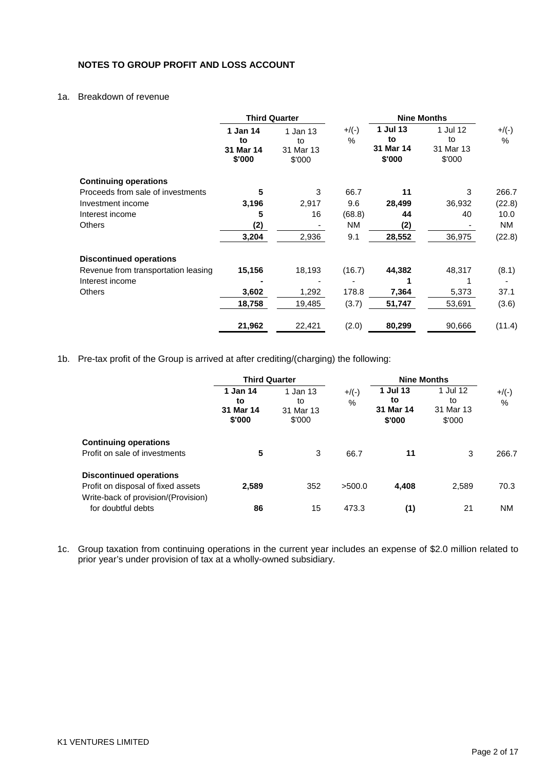**NOTES TO GROUP PROFIT AND LOSS ACCOUNT**

1a. Breakdown of revenue

| | Third Quarter | | | Nine Months | | |
|---|---|---|---|---|---|---|
| | **1 Jan 14 to 31 Mar 14 $'000** | 1 Jan 13 to 31 Mar 13 $'000 | +/(-) % | **1 Jul 13 to 31 Mar 14 $'000** | 1 Jul 12 to 31 Mar 13 $'000 | +/(-) % |
| **Continuing operations** | | | | | | |
| Proceeds from sale of investments | **5** | 3 | 66.7 | **11** | 3 | 266.7 |
| Investment income | **3,196** | 2,917 | 9.6 | **28,499** | 36,932 | (22.8) |
| Interest income | **5** | 16 | (68.8) | **44** | 40 | 10.0 |
| Others | **(2)** | - | NM | **(2)** | - | NM |
| | **3,204** | 2,936 | 9.1 | **28,552** | 36,975 | (22.8) |
| **Discontinued operations** | | | | | | |
| Revenue from transportation leasing | **15,156** | 18,193 | (16.7) | **44,382** | 48,317 | (8.1) |
| Interest income | **-** | - | - | **1** | 1 | - |
| Others | **3,602** | 1,292 | 178.8 | **7,364** | 5,373 | 37.1 |
| | **18,758** | 19,485 | (3.7) | **51,747** | 53,691 | (3.6) |
| | **21,962** | 22,421 | (2.0) | **80,299** | 90,666 | (11.4) |

1b. Pre-tax profit of the Group is arrived at after crediting/(charging) the following:

| | Third Quarter | | | Nine Months | | |
|---|---|---|---|---|---|---|
| | **1 Jan 14 to 31 Mar 14 $'000** | 1 Jan 13 to 31 Mar 13 $'000 | +/(-) % | **1 Jul 13 to 31 Mar 14 $'000** | 1 Jul 12 to 31 Mar 13 $'000 | +/(-) % |
| **Continuing operations** | | | | | | |
| Profit on sale of investments | **5** | 3 | 66.7 | **11** | 3 | 266.7 |
| **Discontinued operations** | | | | | | |
| Profit on disposal of fixed assets | **2,589** | 352 | >500.0 | **4,408** | 2,589 | 70.3 |
| Write-back of provision/(Provision) for doubtful debts | **86** | 15 | 473.3 | **(1)** | 21 | NM |

1c. Group taxation from continuing operations in the current year includes an expense of $2.0 million related to prior year's under provision of tax at a wholly-owned subsidiary.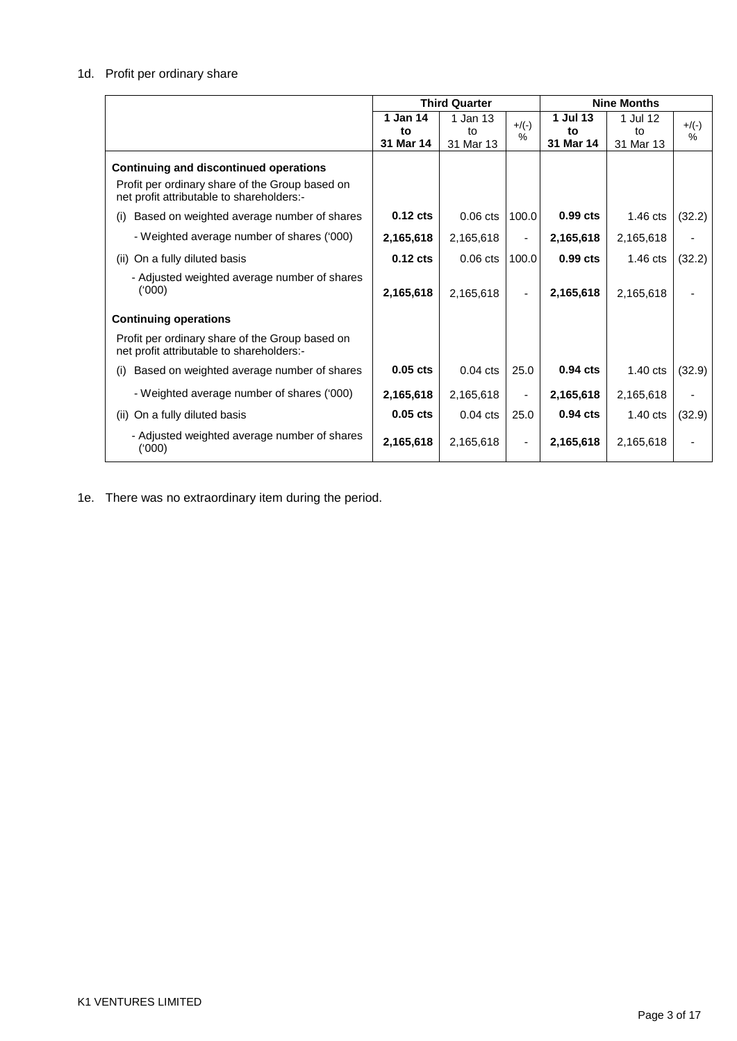1d. Profit per ordinary share

| | Third Quarter | | | Nine Months | | |
|---|---|---|---|---|---|---|
| | **1 Jan 14 to 31 Mar 14** | 1 Jan 13 to 31 Mar 13 | +/(-) % | **1 Jul 13 to 31 Mar 14** | 1 Jul 12 to 31 Mar 13 | +/(-) % |
| **Continuing and discontinued operations** | | | | | | |
| Profit per ordinary share of the Group based on net profit attributable to shareholders:- | | | | | | |
| (i) Based on weighted average number of shares | **0.12 cts** | 0.06 cts | 100.0 | **0.99 cts** | 1.46 cts | (32.2) |
| - Weighted average number of shares ('000) | **2,165,618** | 2,165,618 | - | **2,165,618** | 2,165,618 | - |
| (ii) On a fully diluted basis | **0.12 cts** | 0.06 cts | 100.0 | **0.99 cts** | 1.46 cts | (32.2) |
| - Adjusted weighted average number of shares ('000) | **2,165,618** | 2,165,618 | - | **2,165,618** | 2,165,618 | - |
| **Continuing operations** | | | | | | |
| Profit per ordinary share of the Group based on net profit attributable to shareholders:- | | | | | | |
| (i) Based on weighted average number of shares | **0.05 cts** | 0.04 cts | 25.0 | **0.94 cts** | 1.40 cts | (32.9) |
| - Weighted average number of shares ('000) | **2,165,618** | 2,165,618 | - | **2,165,618** | 2,165,618 | - |
| (ii) On a fully diluted basis | **0.05 cts** | 0.04 cts | 25.0 | **0.94 cts** | 1.40 cts | (32.9) |
| - Adjusted weighted average number of shares ('000) | **2,165,618** | 2,165,618 | - | **2,165,618** | 2,165,618 | - |

1e. There was no extraordinary item during the period.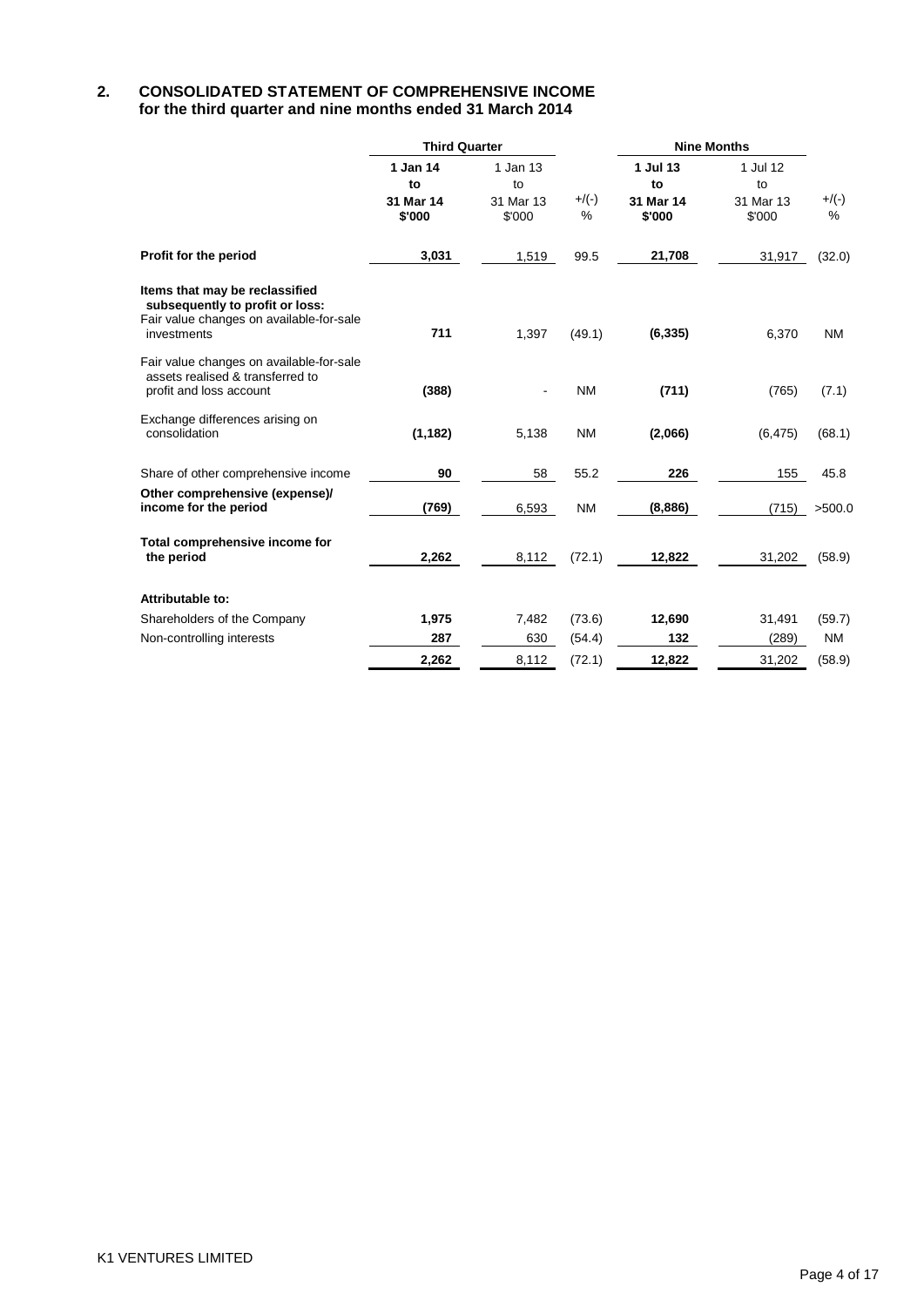## 2. CONSOLIDATED STATEMENT OF COMPREHENSIVE INCOME
**for the third quarter and nine months ended 31 March 2014**

| | Third Quarter | | | Nine Months | | |
|---|---|---|---|---|---|---|
| | **1 Jan 14 to 31 Mar 14 $'000** | 1 Jan 13 to 31 Mar 13 $'000 | +/(-) % | **1 Jul 13 to 31 Mar 14 $'000** | 1 Jul 12 to 31 Mar 13 $'000 | +/(-) % |
| **Profit for the period** | **3,031** | 1,519 | 99.5 | **21,708** | 31,917 | (32.0) |
| **Items that may be reclassified subsequently to profit or loss:** | | | | | | |
| Fair value changes on available-for-sale investments | **711** | 1,397 | (49.1) | **(6,335)** | 6,370 | NM |
| Fair value changes on available-for-sale assets realised & transferred to profit and loss account | **(388)** | - | NM | **(711)** | (765) | (7.1) |
| Exchange differences arising on consolidation | **(1,182)** | 5,138 | NM | **(2,066)** | (6,475) | (68.1) |
| Share of other comprehensive income | **90** | 58 | 55.2 | **226** | 155 | 45.8 |
| **Other comprehensive (expense)/ income for the period** | **(769)** | 6,593 | NM | **(8,886)** | (715) | >500.0 |
| **Total comprehensive income for the period** | **2,262** | 8,112 | (72.1) | **12,822** | 31,202 | (58.9) |
| **Attributable to:** | | | | | | |
| Shareholders of the Company | **1,975** | 7,482 | (73.6) | **12,690** | 31,491 | (59.7) |
| Non-controlling interests | **287** | 630 | (54.4) | **132** | (289) | NM |
| | **2,262** | 8,112 | (72.1) | **12,822** | 31,202 | (58.9) |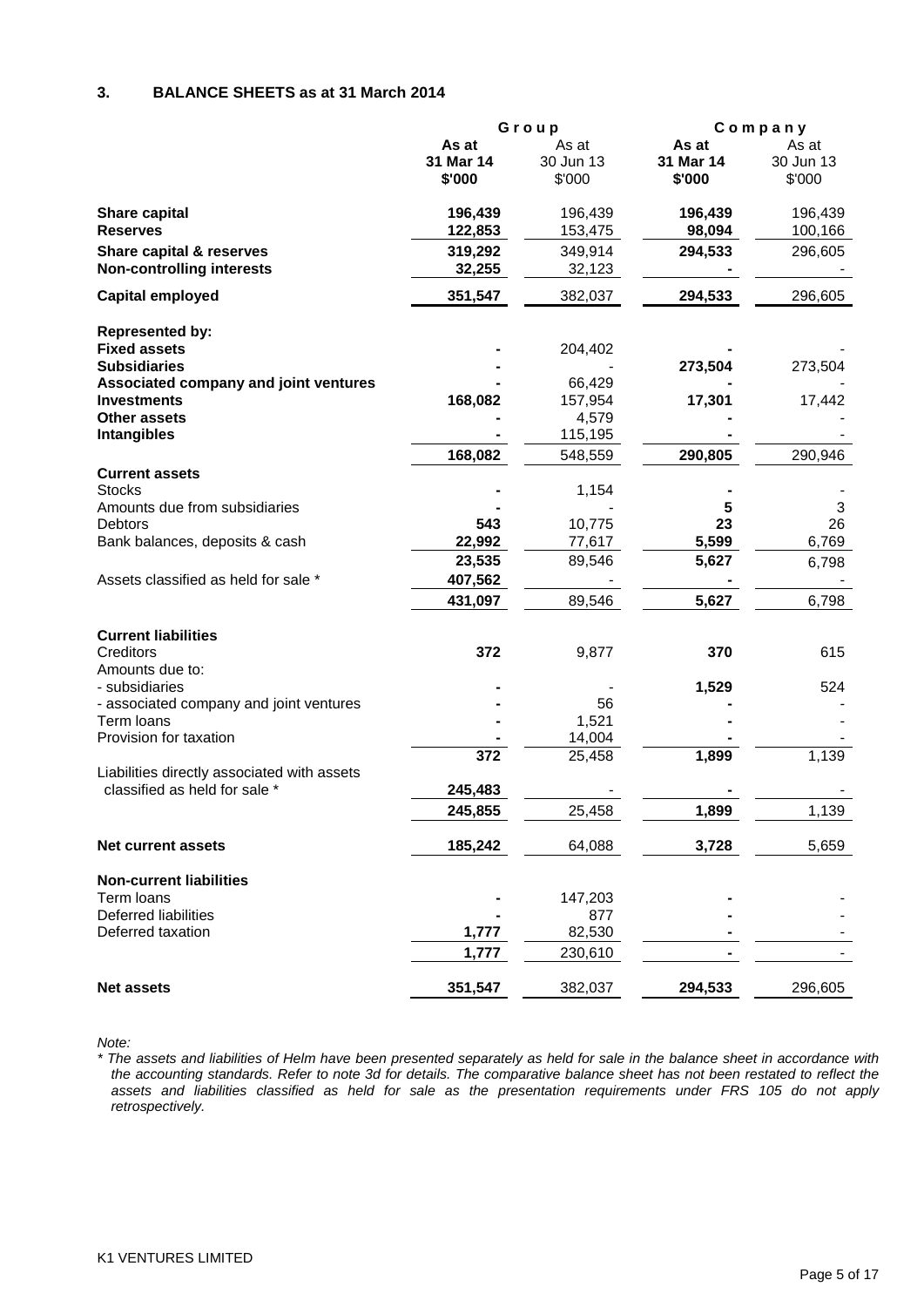## 3. BALANCE SHEETS as at 31 March 2014

| | Group | | Company | |
|---|---|---|---|---|
| | **As at 31 Mar 14 \$'000** | As at 30 Jun 13 \$'000 | **As at 31 Mar 14 \$'000** | As at 30 Jun 13 \$'000 |
| **Share capital** | **196,439** | 196,439 | **196,439** | 196,439 |
| **Reserves** | **122,853** | 153,475 | **98,094** | 100,166 |
| **Share capital & reserves** | **319,292** | 349,914 | **294,533** | 296,605 |
| **Non-controlling interests** | **32,255** | 32,123 | **-** | - |
| **Capital employed** | **351,547** | 382,037 | **294,533** | 296,605 |
| **Represented by:** | | | | |
| **Fixed assets** | **-** | 204,402 | **-** | - |
| **Subsidiaries** | **-** | - | **273,504** | 273,504 |
| **Associated company and joint ventures** | **-** | 66,429 | **-** | - |
| **Investments** | **168,082** | 157,954 | **17,301** | 17,442 |
| **Other assets** | **-** | 4,579 | **-** | - |
| **Intangibles** | **-** | 115,195 | **-** | - |
| | **168,082** | 548,559 | **290,805** | 290,946 |
| **Current assets** | | | | |
| Stocks | **-** | 1,154 | **-** | - |
| Amounts due from subsidiaries | **-** | - | **5** | 3 |
| Debtors | **543** | 10,775 | **23** | 26 |
| Bank balances, deposits & cash | **22,992** | 77,617 | **5,599** | 6,769 |
| | **23,535** | 89,546 | **5,627** | 6,798 |
| Assets classified as held for sale * | **407,562** | - | **-** | - |
| | **431,097** | 89,546 | **5,627** | 6,798 |
| **Current liabilities** | | | | |
| Creditors | **372** | 9,877 | **370** | 615 |
| Amounts due to: | | | | |
| - subsidiaries | **-** | - | **1,529** | 524 |
| - associated company and joint ventures | **-** | 56 | **-** | - |
| Term loans | **-** | 1,521 | **-** | - |
| Provision for taxation | **-** | 14,004 | **-** | - |
| | **372** | 25,458 | **1,899** | 1,139 |
| Liabilities directly associated with assets classified as held for sale * | **245,483** | - | **-** | - |
| | **245,855** | 25,458 | **1,899** | 1,139 |
| **Net current assets** | **185,242** | 64,088 | **3,728** | 5,659 |
| **Non-current liabilities** | | | | |
| Term loans | **-** | 147,203 | **-** | - |
| Deferred liabilities | **-** | 877 | **-** | - |
| Deferred taxation | **1,777** | 82,530 | **-** | - |
| | **1,777** | 230,610 | **-** | - |
| **Net assets** | **351,547** | 382,037 | **294,533** | 296,605 |

*Note:*

*\* The assets and liabilities of Helm have been presented separately as held for sale in the balance sheet in accordance with the accounting standards. Refer to note 3d for details. The comparative balance sheet has not been restated to reflect the assets and liabilities classified as held for sale as the presentation requirements under FRS 105 do not apply retrospectively.*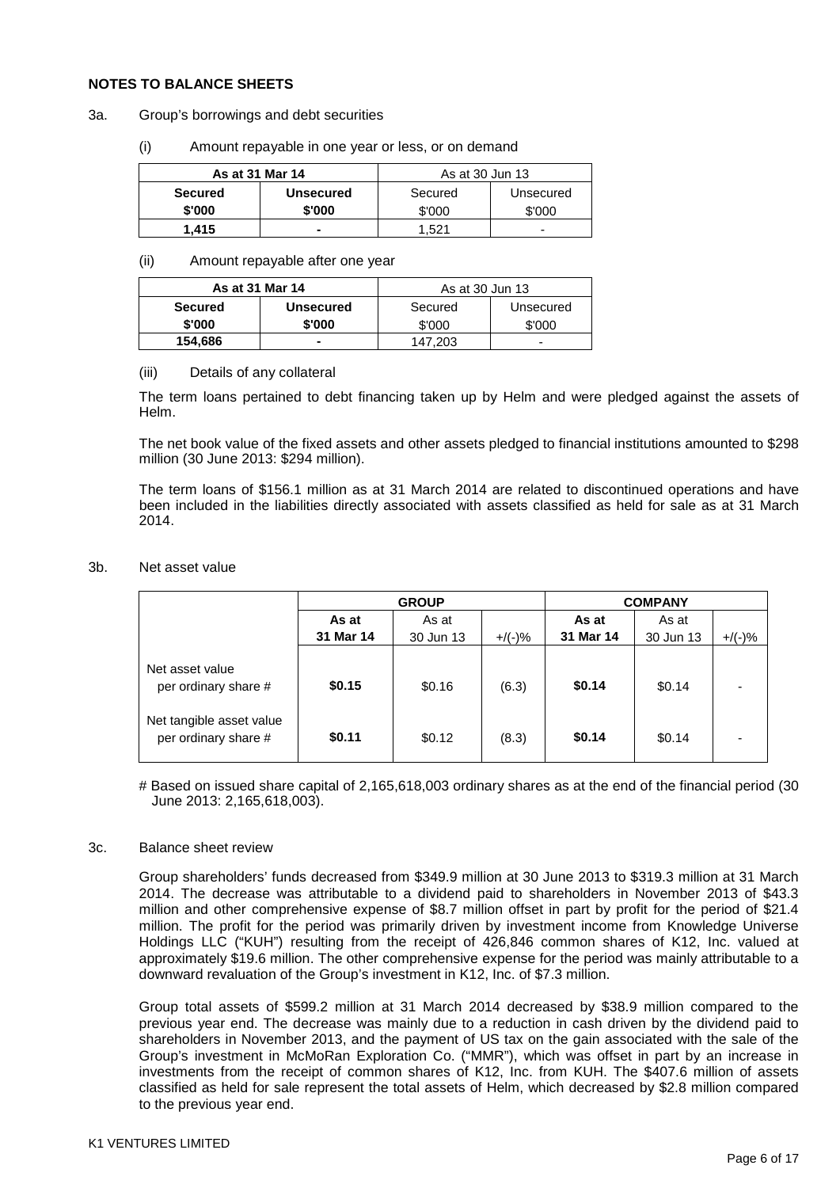## NOTES TO BALANCE SHEETS

3a. Group's borrowings and debt securities

(i) Amount repayable in one year or less, or on demand

| **As at 31 Mar 14** | | As at 30 Jun 13 | |
|---|---|---|---|
| **Secured** | **Unsecured** | Secured | Unsecured |
| **$'000** | **$'000** | $'000 | $'000 |
| **1,415** | **-** | 1,521 | - |

(ii) Amount repayable after one year

| **As at 31 Mar 14** | | As at 30 Jun 13 | |
|---|---|---|---|
| **Secured** | **Unsecured** | Secured | Unsecured |
| **$'000** | **$'000** | $'000 | $'000 |
| **154,686** | **-** | 147,203 | - |

(iii) Details of any collateral

The term loans pertained to debt financing taken up by Helm and were pledged against the assets of Helm.

The net book value of the fixed assets and other assets pledged to financial institutions amounted to $298 million (30 June 2013: $294 million).

The term loans of $156.1 million as at 31 March 2014 are related to discontinued operations and have been included in the liabilities directly associated with assets classified as held for sale as at 31 March 2014.

3b. Net asset value

| | **GROUP** | | | **COMPANY** | | |
|---|---|---|---|---|---|---|
| | **As at 31 Mar 14** | As at 30 Jun 13 | +/(-)% | **As at 31 Mar 14** | As at 30 Jun 13 | +/(-)% |
| Net asset value per ordinary share # | **$0.15** | $0.16 | (6.3) | **$0.14** | $0.14 | - |
| Net tangible asset value per ordinary share # | **$0.11** | $0.12 | (8.3) | **$0.14** | $0.14 | - |

# Based on issued share capital of 2,165,618,003 ordinary shares as at the end of the financial period (30 June 2013: 2,165,618,003).

3c. Balance sheet review

Group shareholders' funds decreased from $349.9 million at 30 June 2013 to $319.3 million at 31 March 2014. The decrease was attributable to a dividend paid to shareholders in November 2013 of $43.3 million and other comprehensive expense of $8.7 million offset in part by profit for the period of $21.4 million. The profit for the period was primarily driven by investment income from Knowledge Universe Holdings LLC ("KUH") resulting from the receipt of 426,846 common shares of K12, Inc. valued at approximately $19.6 million. The other comprehensive expense for the period was mainly attributable to a downward revaluation of the Group's investment in K12, Inc. of $7.3 million.

Group total assets of $599.2 million at 31 March 2014 decreased by $38.9 million compared to the previous year end. The decrease was mainly due to a reduction in cash driven by the dividend paid to shareholders in November 2013, and the payment of US tax on the gain associated with the sale of the Group's investment in McMoRan Exploration Co. ("MMR"), which was offset in part by an increase in investments from the receipt of common shares of K12, Inc. from KUH. The $407.6 million of assets classified as held for sale represent the total assets of Helm, which decreased by $2.8 million compared to the previous year end.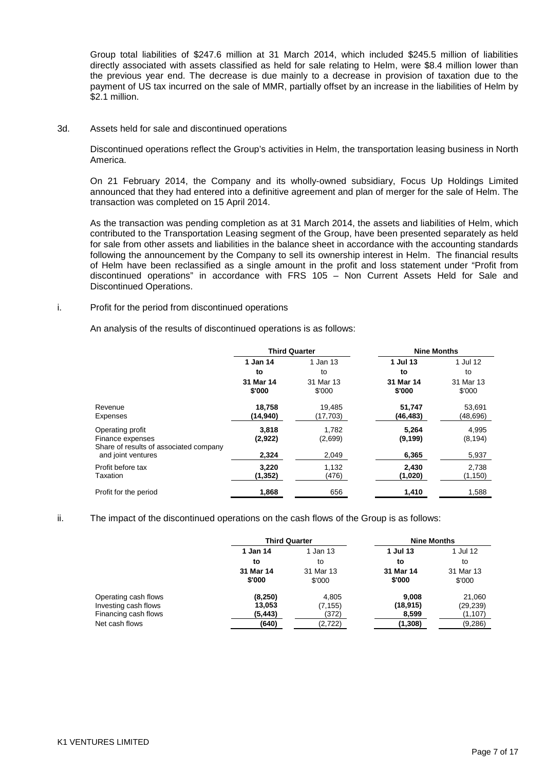Group total liabilities of $247.6 million at 31 March 2014, which included $245.5 million of liabilities directly associated with assets classified as held for sale relating to Helm, were $8.4 million lower than the previous year end. The decrease is due mainly to a decrease in provision of taxation due to the payment of US tax incurred on the sale of MMR, partially offset by an increase in the liabilities of Helm by $2.1 million.

3d. Assets held for sale and discontinued operations

Discontinued operations reflect the Group's activities in Helm, the transportation leasing business in North America.

On 21 February 2014, the Company and its wholly-owned subsidiary, Focus Up Holdings Limited announced that they had entered into a definitive agreement and plan of merger for the sale of Helm. The transaction was completed on 15 April 2014.

As the transaction was pending completion as at 31 March 2014, the assets and liabilities of Helm, which contributed to the Transportation Leasing segment of the Group, have been presented separately as held for sale from other assets and liabilities in the balance sheet in accordance with the accounting standards following the announcement by the Company to sell its ownership interest in Helm. The financial results of Helm have been reclassified as a single amount in the profit and loss statement under "Profit from discontinued operations" in accordance with FRS 105 – Non Current Assets Held for Sale and Discontinued Operations.

i. Profit for the period from discontinued operations

An analysis of the results of discontinued operations is as follows:

| | Third Quarter | | Nine Months | |
|---|---|---|---|---|
| | **1 Jan 14 to 31 Mar 14 $'000** | 1 Jan 13 to 31 Mar 13 $'000 | **1 Jul 13 to 31 Mar 14 $'000** | 1 Jul 12 to 31 Mar 13 $'000 |
| Revenue | **18,758** | 19,485 | **51,747** | 53,691 |
| Expenses | **(14,940)** | (17,703) | **(46,483)** | (48,696) |
| Operating profit | **3,818** | 1,782 | **5,264** | 4,995 |
| Finance expenses | **(2,922)** | (2,699) | **(9,199)** | (8,194) |
| Share of results of associated company and joint ventures | **2,324** | 2,049 | **6,365** | 5,937 |
| Profit before tax | **3,220** | 1,132 | **2,430** | 2,738 |
| Taxation | **(1,352)** | (476) | **(1,020)** | (1,150) |
| Profit for the period | **1,868** | 656 | **1,410** | 1,588 |

ii. The impact of the discontinued operations on the cash flows of the Group is as follows:

| | Third Quarter | | Nine Months | |
|---|---|---|---|---|
| | **1 Jan 14 to 31 Mar 14 $'000** | 1 Jan 13 to 31 Mar 13 $'000 | **1 Jul 13 to 31 Mar 14 $'000** | 1 Jul 12 to 31 Mar 13 $'000 |
| Operating cash flows | **(8,250)** | 4,805 | **9,008** | 21,060 |
| Investing cash flows | **13,053** | (7,155) | **(18,915)** | (29,239) |
| Financing cash flows | **(5,443)** | (372) | **8,599** | (1,107) |
| Net cash flows | **(640)** | (2,722) | **(1,308)** | (9,286) |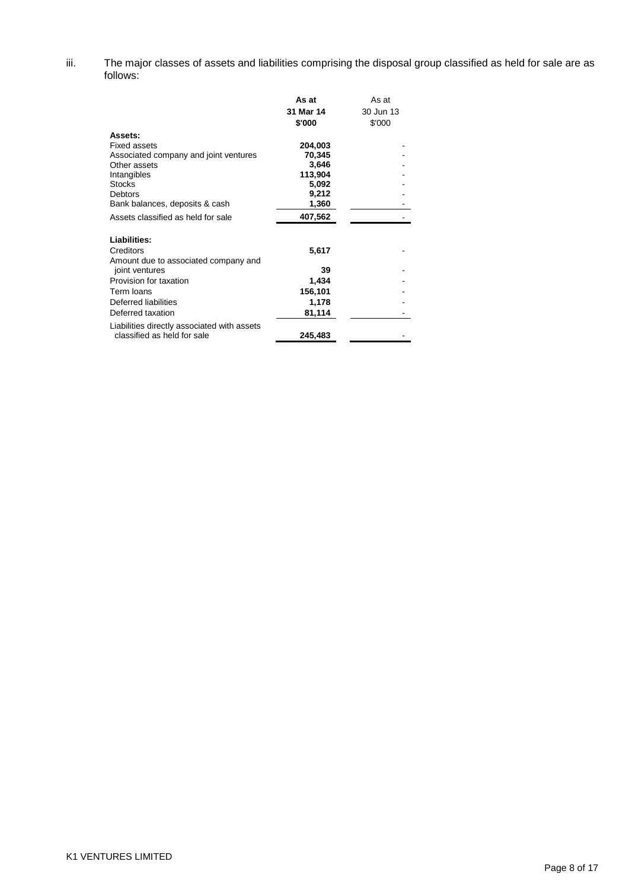iii. The major classes of assets and liabilities comprising the disposal group classified as held for sale are as follows:

| | **As at 31 Mar 14 $'000** | As at 30 Jun 13 $'000 |
|---|---|---|
| **Assets:** | | |
| Fixed assets | **204,003** | - |
| Associated company and joint ventures | **70,345** | - |
| Other assets | **3,646** | - |
| Intangibles | **113,904** | - |
| Stocks | **5,092** | - |
| Debtors | **9,212** | - |
| Bank balances, deposits & cash | **1,360** | - |
| Assets classified as held for sale | **407,562** | - |
| | | |
| **Liabilities:** | | |
| Creditors | **5,617** | - |
| Amount due to associated company and joint ventures | **39** | - |
| Provision for taxation | **1,434** | - |
| Term loans | **156,101** | - |
| Deferred liabilities | **1,178** | - |
| Deferred taxation | **81,114** | - |
| Liabilities directly associated with assets classified as held for sale | **245,483** | - |

K1 VENTURES LIMITED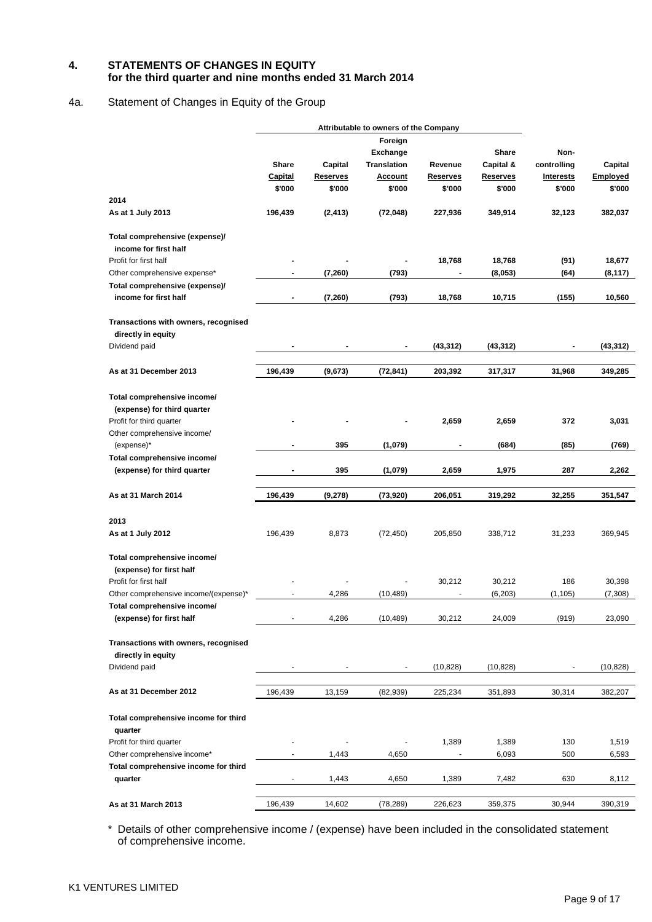## 4. STATEMENTS OF CHANGES IN EQUITY for the third quarter and nine months ended 31 March 2014

### 4a. Statement of Changes in Equity of the Group

| | Attributable to owners of the Company | | | | | | |
|---|---|---|---|---|---|---|---|
| | Share Capital $'000 | Capital Reserves $'000 | Foreign Exchange Translation Account $'000 | Revenue Reserves $'000 | Share Capital & Reserves $'000 | Non-controlling Interests $'000 | Capital Employed $'000 |
| **2014** | | | | | | | |
| **As at 1 July 2013** | **196,439** | **(2,413)** | **(72,048)** | **227,936** | **349,914** | **32,123** | **382,037** |
| **Total comprehensive (expense)/ income for first half** | | | | | | | |
| Profit for first half | **-** | **-** | **-** | **18,768** | **18,768** | **(91)** | **18,677** |
| Other comprehensive expense* | **-** | **(7,260)** | **(793)** | **-** | **(8,053)** | **(64)** | **(8,117)** |
| **Total comprehensive (expense)/ income for first half** | **-** | **(7,260)** | **(793)** | **18,768** | **10,715** | **(155)** | **10,560** |
| **Transactions with owners, recognised directly in equity** | | | | | | | |
| Dividend paid | **-** | **-** | **-** | **(43,312)** | **(43,312)** | **-** | **(43,312)** |
| **As at 31 December 2013** | **196,439** | **(9,673)** | **(72,841)** | **203,392** | **317,317** | **31,968** | **349,285** |
| **Total comprehensive income/ (expense) for third quarter** | | | | | | | |
| Profit for third quarter | **-** | **-** | **-** | **2,659** | **2,659** | **372** | **3,031** |
| Other comprehensive income/ (expense)* | **-** | **395** | **(1,079)** | **-** | **(684)** | **(85)** | **(769)** |
| **Total comprehensive income/ (expense) for third quarter** | **-** | **395** | **(1,079)** | **2,659** | **1,975** | **287** | **2,262** |
| **As at 31 March 2014** | **196,439** | **(9,278)** | **(73,920)** | **206,051** | **319,292** | **32,255** | **351,547** |
| **2013** | | | | | | | |
| **As at 1 July 2012** | 196,439 | 8,873 | (72,450) | 205,850 | 338,712 | 31,233 | 369,945 |
| **Total comprehensive income/ (expense) for first half** | | | | | | | |
| Profit for first half | - | - | - | 30,212 | 30,212 | 186 | 30,398 |
| Other comprehensive income/(expense)* | - | 4,286 | (10,489) | - | (6,203) | (1,105) | (7,308) |
| **Total comprehensive income/ (expense) for first half** | - | 4,286 | (10,489) | 30,212 | 24,009 | (919) | 23,090 |
| **Transactions with owners, recognised directly in equity** | | | | | | | |
| Dividend paid | - | - | - | (10,828) | (10,828) | - | (10,828) |
| **As at 31 December 2012** | 196,439 | 13,159 | (82,939) | 225,234 | 351,893 | 30,314 | 382,207 |
| **Total comprehensive income for third quarter** | | | | | | | |
| Profit for third quarter | - | - | - | 1,389 | 1,389 | 130 | 1,519 |
| Other comprehensive income* | - | 1,443 | 4,650 | - | 6,093 | 500 | 6,593 |
| **Total comprehensive income for third quarter** | - | 1,443 | 4,650 | 1,389 | 7,482 | 630 | 8,112 |
| **As at 31 March 2013** | 196,439 | 14,602 | (78,289) | 226,623 | 359,375 | 30,944 | 390,319 |

\* Details of other comprehensive income / (expense) have been included in the consolidated statement of comprehensive income.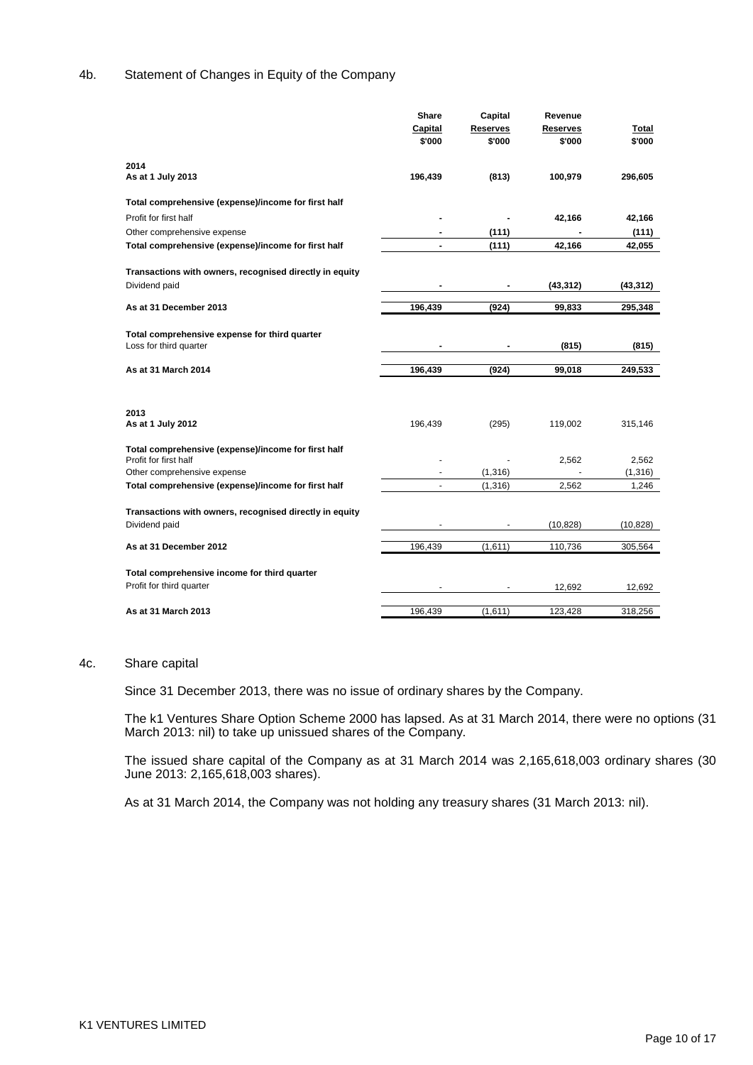## 4b. Statement of Changes in Equity of the Company

| | Share Capital $'000 | Capital Reserves $'000 | Revenue Reserves $'000 | Total $'000 |
|---|---|---|---|---|
| **2014** | | | | |
| **As at 1 July 2013** | **196,439** | **(813)** | **100,979** | **296,605** |
| **Total comprehensive (expense)/income for first half** | | | | |
| Profit for first half | **-** | **-** | **42,166** | **42,166** |
| Other comprehensive expense | **-** | **(111)** | **-** | **(111)** |
| **Total comprehensive (expense)/income for first half** | **-** | **(111)** | **42,166** | **42,055** |
| **Transactions with owners, recognised directly in equity** | | | | |
| Dividend paid | **-** | **-** | **(43,312)** | **(43,312)** |
| **As at 31 December 2013** | **196,439** | **(924)** | **99,833** | **295,348** |
| **Total comprehensive expense for third quarter** | | | | |
| Loss for third quarter | **-** | **-** | **(815)** | **(815)** |
| **As at 31 March 2014** | **196,439** | **(924)** | **99,018** | **249,533** |
| **2013** | | | | |
| **As at 1 July 2012** | 196,439 | (295) | 119,002 | 315,146 |
| **Total comprehensive (expense)/income for first half** | | | | |
| Profit for first half | - | - | 2,562 | 2,562 |
| Other comprehensive expense | - | (1,316) | - | (1,316) |
| **Total comprehensive (expense)/income for first half** | - | (1,316) | 2,562 | 1,246 |
| **Transactions with owners, recognised directly in equity** | | | | |
| Dividend paid | - | - | (10,828) | (10,828) |
| **As at 31 December 2012** | 196,439 | (1,611) | 110,736 | 305,564 |
| **Total comprehensive income for third quarter** | | | | |
| Profit for third quarter | - | - | 12,692 | 12,692 |
| **As at 31 March 2013** | 196,439 | (1,611) | 123,428 | 318,256 |

## 4c. Share capital

Since 31 December 2013, there was no issue of ordinary shares by the Company.

The k1 Ventures Share Option Scheme 2000 has lapsed. As at 31 March 2014, there were no options (31 March 2013: nil) to take up unissued shares of the Company.

The issued share capital of the Company as at 31 March 2014 was 2,165,618,003 ordinary shares (30 June 2013: 2,165,618,003 shares).

As at 31 March 2014, the Company was not holding any treasury shares (31 March 2013: nil).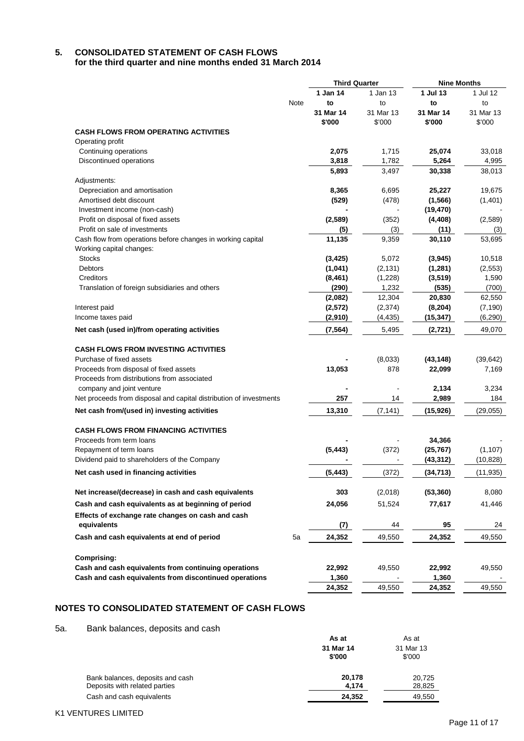## 5. CONSOLIDATED STATEMENT OF CASH FLOWS
**for the third quarter and nine months ended 31 March 2014**

| | Note | Third Quarter | | Nine Months | |
|---|---|---|---|---|---|
| | | **1 Jan 14 to 31 Mar 14 $'000** | 1 Jan 13 to 31 Mar 13 $'000 | **1 Jul 13 to 31 Mar 14 $'000** | 1 Jul 12 to 31 Mar 13 $'000 |
| **CASH FLOWS FROM OPERATING ACTIVITIES** | | | | | |
| Operating profit | | | | | |
| Continuing operations | | **2,075** | 1,715 | **25,074** | 33,018 |
| Discontinued operations | | **3,818** | 1,782 | **5,264** | 4,995 |
| | | **5,893** | 3,497 | **30,338** | 38,013 |
| Adjustments: | | | | | |
| Depreciation and amortisation | | **8,365** | 6,695 | **25,227** | 19,675 |
| Amortised debt discount | | **(529)** | (478) | **(1,566)** | (1,401) |
| Investment income (non-cash) | | **-** | - | **(19,470)** | - |
| Profit on disposal of fixed assets | | **(2,589)** | (352) | **(4,408)** | (2,589) |
| Profit on sale of investments | | **(5)** | (3) | **(11)** | (3) |
| Cash flow from operations before changes in working capital | | **11,135** | 9,359 | **30,110** | 53,695 |
| Working capital changes: | | | | | |
| Stocks | | **(3,425)** | 5,072 | **(3,945)** | 10,518 |
| Debtors | | **(1,041)** | (2,131) | **(1,281)** | (2,553) |
| Creditors | | **(8,461)** | (1,228) | **(3,519)** | 1,590 |
| Translation of foreign subsidiaries and others | | **(290)** | 1,232 | **(535)** | (700) |
| | | **(2,082)** | 12,304 | **20,830** | 62,550 |
| Interest paid | | **(2,572)** | (2,374) | **(8,204)** | (7,190) |
| Income taxes paid | | **(2,910)** | (4,435) | **(15,347)** | (6,290) |
| **Net cash (used in)/from operating activities** | | **(7,564)** | 5,495 | **(2,721)** | 49,070 |
| **CASH FLOWS FROM INVESTING ACTIVITIES** | | | | | |
| Purchase of fixed assets | | **-** | (8,033) | **(43,148)** | (39,642) |
| Proceeds from disposal of fixed assets | | **13,053** | 878 | **22,099** | 7,169 |
| Proceeds from distributions from associated company and joint venture | | **-** | - | **2,134** | 3,234 |
| Net proceeds from disposal and capital distribution of investments | | **257** | 14 | **2,989** | 184 |
| **Net cash from/(used in) investing activities** | | **13,310** | (7,141) | **(15,926)** | (29,055) |
| **CASH FLOWS FROM FINANCING ACTIVITIES** | | | | | |
| Proceeds from term loans | | **-** | - | **34,366** | - |
| Repayment of term loans | | **(5,443)** | (372) | **(25,767)** | (1,107) |
| Dividend paid to shareholders of the Company | | **-** | - | **(43,312)** | (10,828) |
| **Net cash used in financing activities** | | **(5,443)** | (372) | **(34,713)** | (11,935) |
| **Net increase/(decrease) in cash and cash equivalents** | | **303** | (2,018) | **(53,360)** | 8,080 |
| **Cash and cash equivalents as at beginning of period** | | **24,056** | 51,524 | **77,617** | 41,446 |
| **Effects of exchange rate changes on cash and cash equivalents** | | **(7)** | 44 | **95** | 24 |
| **Cash and cash equivalents at end of period** | 5a | **24,352** | 49,550 | **24,352** | 49,550 |
| **Comprising:** | | | | | |
| **Cash and cash equivalents from continuing operations** | | **22,992** | 49,550 | **22,992** | 49,550 |
| **Cash and cash equivalents from discontinued operations** | | **1,360** | - | **1,360** | - |
| | | **24,352** | 49,550 | **24,352** | 49,550 |

## NOTES TO CONSOLIDATED STATEMENT OF CASH FLOWS

5a. Bank balances, deposits and cash

| | **As at 31 Mar 14 $'000** | As at 31 Mar 13 $'000 |
|---|---|---|
| Bank balances, deposits and cash | **20,178** | 20,725 |
| Deposits with related parties | **4,174** | 28,825 |
| Cash and cash equivalents | **24,352** | 49,550 |

K1 VENTURES LIMITED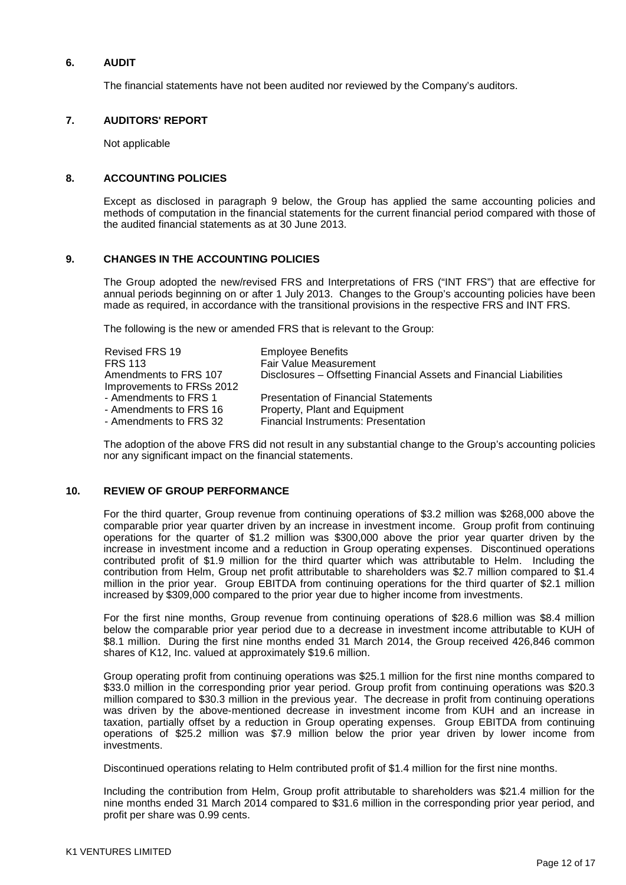## 6. AUDIT

The financial statements have not been audited nor reviewed by the Company's auditors.

## 7. AUDITORS' REPORT

Not applicable

## 8. ACCOUNTING POLICIES

Except as disclosed in paragraph 9 below, the Group has applied the same accounting policies and methods of computation in the financial statements for the current financial period compared with those of the audited financial statements as at 30 June 2013.

## 9. CHANGES IN THE ACCOUNTING POLICIES

The Group adopted the new/revised FRS and Interpretations of FRS ("INT FRS") that are effective for annual periods beginning on or after 1 July 2013. Changes to the Group's accounting policies have been made as required, in accordance with the transitional provisions in the respective FRS and INT FRS.

The following is the new or amended FRS that is relevant to the Group:

| | |
|---|---|
| Revised FRS 19 | Employee Benefits |
| FRS 113 | Fair Value Measurement |
| Amendments to FRS 107 | Disclosures – Offsetting Financial Assets and Financial Liabilities |
| Improvements to FRSs 2012 | |
| - Amendments to FRS 1 | Presentation of Financial Statements |
| - Amendments to FRS 16 | Property, Plant and Equipment |
| - Amendments to FRS 32 | Financial Instruments: Presentation |

The adoption of the above FRS did not result in any substantial change to the Group's accounting policies nor any significant impact on the financial statements.

## 10. REVIEW OF GROUP PERFORMANCE

For the third quarter, Group revenue from continuing operations of $3.2 million was $268,000 above the comparable prior year quarter driven by an increase in investment income. Group profit from continuing operations for the quarter of $1.2 million was $300,000 above the prior year quarter driven by the increase in investment income and a reduction in Group operating expenses. Discontinued operations contributed profit of $1.9 million for the third quarter which was attributable to Helm. Including the contribution from Helm, Group net profit attributable to shareholders was $2.7 million compared to $1.4 million in the prior year. Group EBITDA from continuing operations for the third quarter of $2.1 million increased by $309,000 compared to the prior year due to higher income from investments.

For the first nine months, Group revenue from continuing operations of $28.6 million was $8.4 million below the comparable prior year period due to a decrease in investment income attributable to KUH of $8.1 million. During the first nine months ended 31 March 2014, the Group received 426,846 common shares of K12, Inc. valued at approximately $19.6 million.

Group operating profit from continuing operations was $25.1 million for the first nine months compared to $33.0 million in the corresponding prior year period. Group profit from continuing operations was $20.3 million compared to $30.3 million in the previous year. The decrease in profit from continuing operations was driven by the above-mentioned decrease in investment income from KUH and an increase in taxation, partially offset by a reduction in Group operating expenses. Group EBITDA from continuing operations of $25.2 million was $7.9 million below the prior year driven by lower income from investments.

Discontinued operations relating to Helm contributed profit of $1.4 million for the first nine months.

Including the contribution from Helm, Group profit attributable to shareholders was $21.4 million for the nine months ended 31 March 2014 compared to $31.6 million in the corresponding prior year period, and profit per share was 0.99 cents.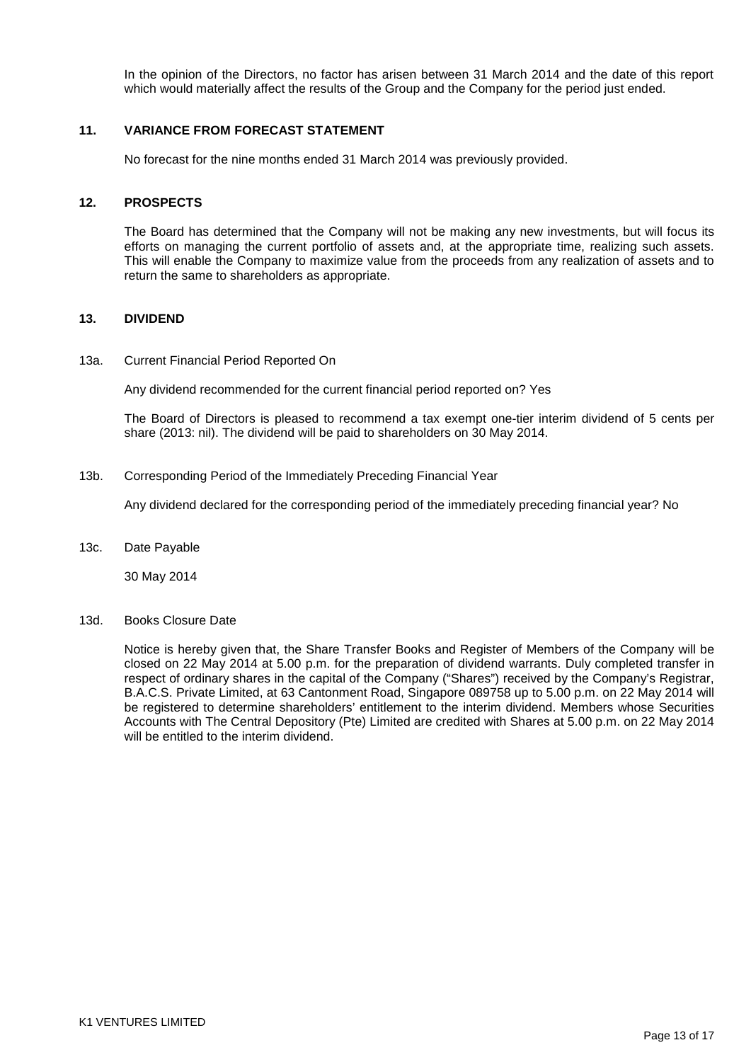In the opinion of the Directors, no factor has arisen between 31 March 2014 and the date of this report which would materially affect the results of the Group and the Company for the period just ended.

## 11. VARIANCE FROM FORECAST STATEMENT

No forecast for the nine months ended 31 March 2014 was previously provided.

## 12. PROSPECTS

The Board has determined that the Company will not be making any new investments, but will focus its efforts on managing the current portfolio of assets and, at the appropriate time, realizing such assets. This will enable the Company to maximize value from the proceeds from any realization of assets and to return the same to shareholders as appropriate.

## 13. DIVIDEND

13a. Current Financial Period Reported On

Any dividend recommended for the current financial period reported on? Yes

The Board of Directors is pleased to recommend a tax exempt one-tier interim dividend of 5 cents per share (2013: nil). The dividend will be paid to shareholders on 30 May 2014.

13b. Corresponding Period of the Immediately Preceding Financial Year

Any dividend declared for the corresponding period of the immediately preceding financial year? No

13c. Date Payable

30 May 2014

13d. Books Closure Date

Notice is hereby given that, the Share Transfer Books and Register of Members of the Company will be closed on 22 May 2014 at 5.00 p.m. for the preparation of dividend warrants. Duly completed transfer in respect of ordinary shares in the capital of the Company ("Shares") received by the Company's Registrar, B.A.C.S. Private Limited, at 63 Cantonment Road, Singapore 089758 up to 5.00 p.m. on 22 May 2014 will be registered to determine shareholders' entitlement to the interim dividend. Members whose Securities Accounts with The Central Depository (Pte) Limited are credited with Shares at 5.00 p.m. on 22 May 2014 will be entitled to the interim dividend.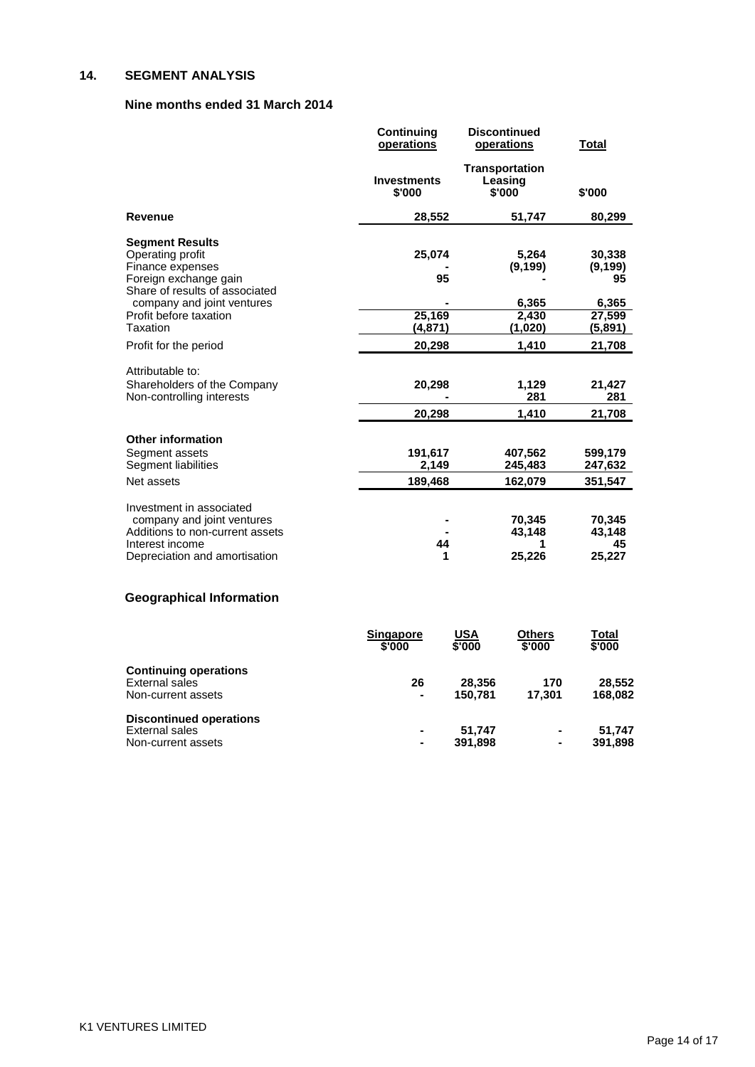## 14. SEGMENT ANALYSIS

### Nine months ended 31 March 2014

| | Continuing operations | Discontinued operations | Total |
|---|---|---|---|
| | Investments $'000 | Transportation Leasing $'000 | $'000 |
| **Revenue** | 28,552 | 51,747 | 80,299 |
| **Segment Results** | | | |
| Operating profit | 25,074 | 5,264 | 30,338 |
| Finance expenses | - | (9,199) | (9,199) |
| Foreign exchange gain | 95 | - | 95 |
| Share of results of associated company and joint ventures | - | 6,365 | 6,365 |
| Profit before taxation | 25,169 | 2,430 | 27,599 |
| Taxation | (4,871) | (1,020) | (5,891) |
| Profit for the period | 20,298 | 1,410 | 21,708 |
| Attributable to: | | | |
| Shareholders of the Company | 20,298 | 1,129 | 21,427 |
| Non-controlling interests | - | 281 | 281 |
| | 20,298 | 1,410 | 21,708 |
| **Other information** | | | |
| Segment assets | 191,617 | 407,562 | 599,179 |
| Segment liabilities | 2,149 | 245,483 | 247,632 |
| Net assets | 189,468 | 162,079 | 351,547 |
| Investment in associated company and joint ventures | - | 70,345 | 70,345 |
| Additions to non-current assets | - | 43,148 | 43,148 |
| Interest income | 44 | 1 | 45 |
| Depreciation and amortisation | 1 | 25,226 | 25,227 |

### Geographical Information

| | Singapore $'000 | USA $'000 | Others $'000 | Total $'000 |
|---|---|---|---|---|
| **Continuing operations** | | | | |
| External sales | 26 | 28,356 | 170 | 28,552 |
| Non-current assets | - | 150,781 | 17,301 | 168,082 |
| **Discontinued operations** | | | | |
| External sales | - | 51,747 | - | 51,747 |
| Non-current assets | - | 391,898 | - | 391,898 |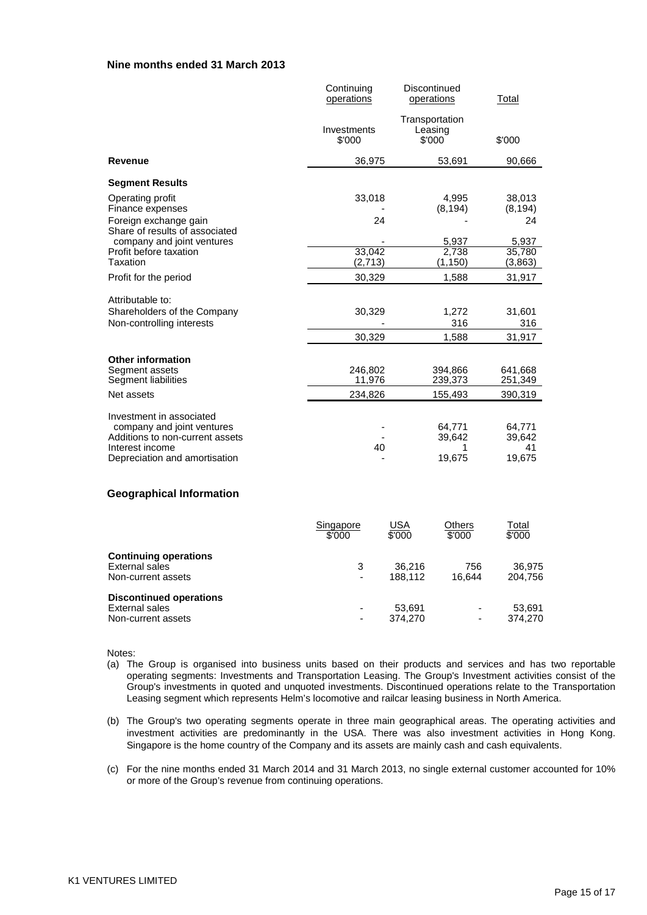**Nine months ended 31 March 2013**

| | Continuing operations | Discontinued operations | Total |
|---|---|---|---|
| | Investments $'000 | Transportation Leasing $'000 | $'000 |
| **Revenue** | 36,975 | 53,691 | 90,666 |
| **Segment Results** | | | |
| Operating profit | 33,018 | 4,995 | 38,013 |
| Finance expenses | - | (8,194) | (8,194) |
| Foreign exchange gain | 24 | - | 24 |
| Share of results of associated company and joint ventures | - | 5,937 | 5,937 |
| Profit before taxation | 33,042 | 2,738 | 35,780 |
| Taxation | (2,713) | (1,150) | (3,863) |
| Profit for the period | 30,329 | 1,588 | 31,917 |
| Attributable to: | | | |
| Shareholders of the Company | 30,329 | 1,272 | 31,601 |
| Non-controlling interests | - | 316 | 316 |
| | 30,329 | 1,588 | 31,917 |
| **Other information** | | | |
| Segment assets | 246,802 | 394,866 | 641,668 |
| Segment liabilities | 11,976 | 239,373 | 251,349 |
| Net assets | 234,826 | 155,493 | 390,319 |
| Investment in associated company and joint ventures | - | 64,771 | 64,771 |
| Additions to non-current assets | - | 39,642 | 39,642 |
| Interest income | 40 | 1 | 41 |
| Depreciation and amortisation | - | 19,675 | 19,675 |

**Geographical Information**

| | Singapore $'000 | USA $'000 | Others $'000 | Total $'000 |
|---|---|---|---|---|
| **Continuing operations** | | | | |
| External sales | 3 | 36,216 | 756 | 36,975 |
| Non-current assets | - | 188,112 | 16,644 | 204,756 |
| **Discontinued operations** | | | | |
| External sales | - | 53,691 | - | 53,691 |
| Non-current assets | - | 374,270 | - | 374,270 |

Notes:

(a) The Group is organised into business units based on their products and services and has two reportable operating segments: Investments and Transportation Leasing. The Group's Investment activities consist of the Group's investments in quoted and unquoted investments. Discontinued operations relate to the Transportation Leasing segment which represents Helm's locomotive and railcar leasing business in North America.

(b) The Group's two operating segments operate in three main geographical areas. The operating activities and investment activities are predominantly in the USA. There was also investment activities in Hong Kong. Singapore is the home country of the Company and its assets are mainly cash and cash equivalents.

(c) For the nine months ended 31 March 2014 and 31 March 2013, no single external customer accounted for 10% or more of the Group's revenue from continuing operations.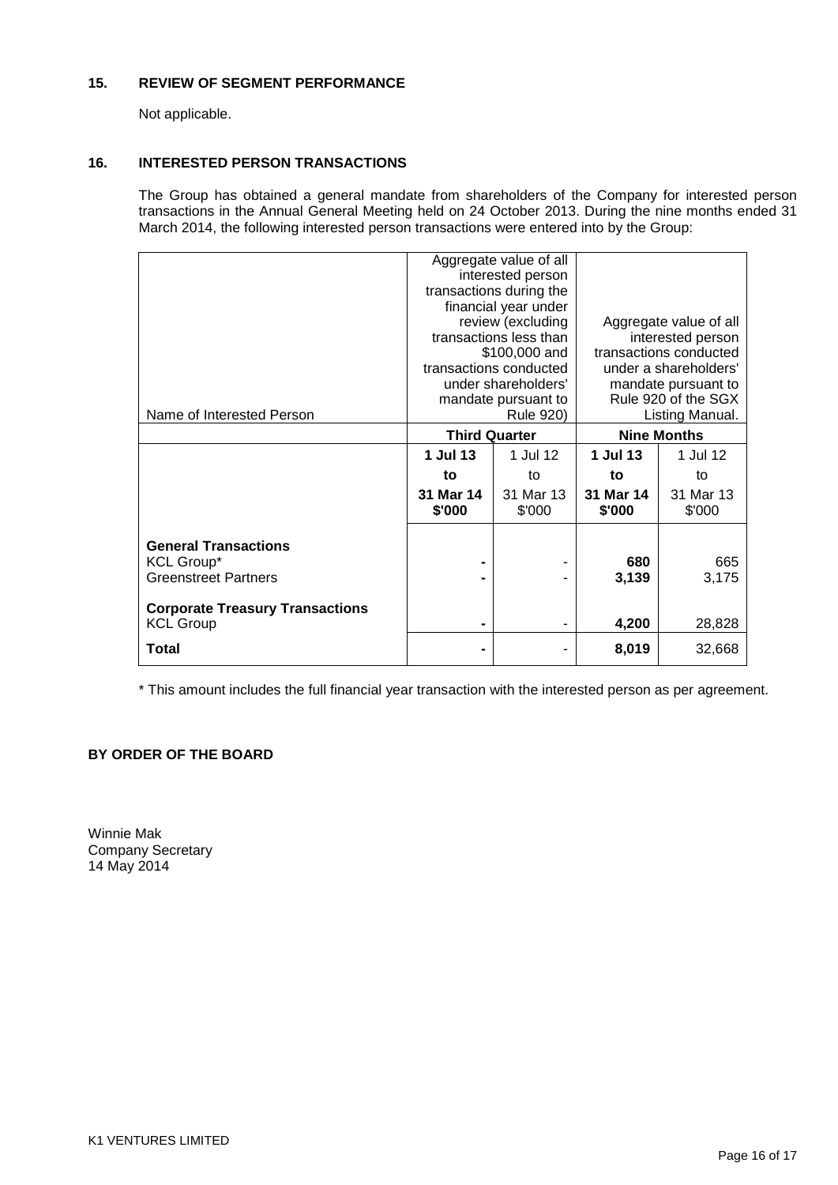## 15. REVIEW OF SEGMENT PERFORMANCE

Not applicable.

## 16. INTERESTED PERSON TRANSACTIONS

The Group has obtained a general mandate from shareholders of the Company for interested person transactions in the Annual General Meeting held on 24 October 2013. During the nine months ended 31 March 2014, the following interested person transactions were entered into by the Group:

| Name of Interested Person | Aggregate value of all interested person transactions during the financial year under review (excluding transactions less than $100,000 and transactions conducted under shareholders' mandate pursuant to Rule 920) | | Aggregate value of all interested person transactions conducted under a shareholders' mandate pursuant to Rule 920 of the SGX Listing Manual. | |
|---|---|---|---|---|
| | **Third Quarter** | | **Nine Months** | |
| | **1 Jul 13 to 31 Mar 14 $'000** | 1 Jul 12 to 31 Mar 13 $'000 | **1 Jul 13 to 31 Mar 14 $'000** | 1 Jul 12 to 31 Mar 13 $'000 |
| **General Transactions** | | | | |
| KCL Group* | **-** | - | **680** | 665 |
| Greenstreet Partners | **-** | - | **3,139** | 3,175 |
| **Corporate Treasury Transactions** | | | | |
| KCL Group | **-** | - | **4,200** | 28,828 |
| **Total** | **-** | - | **8,019** | 32,668 |

* This amount includes the full financial year transaction with the interested person as per agreement.

**BY ORDER OF THE BOARD**

Winnie Mak
Company Secretary
14 May 2014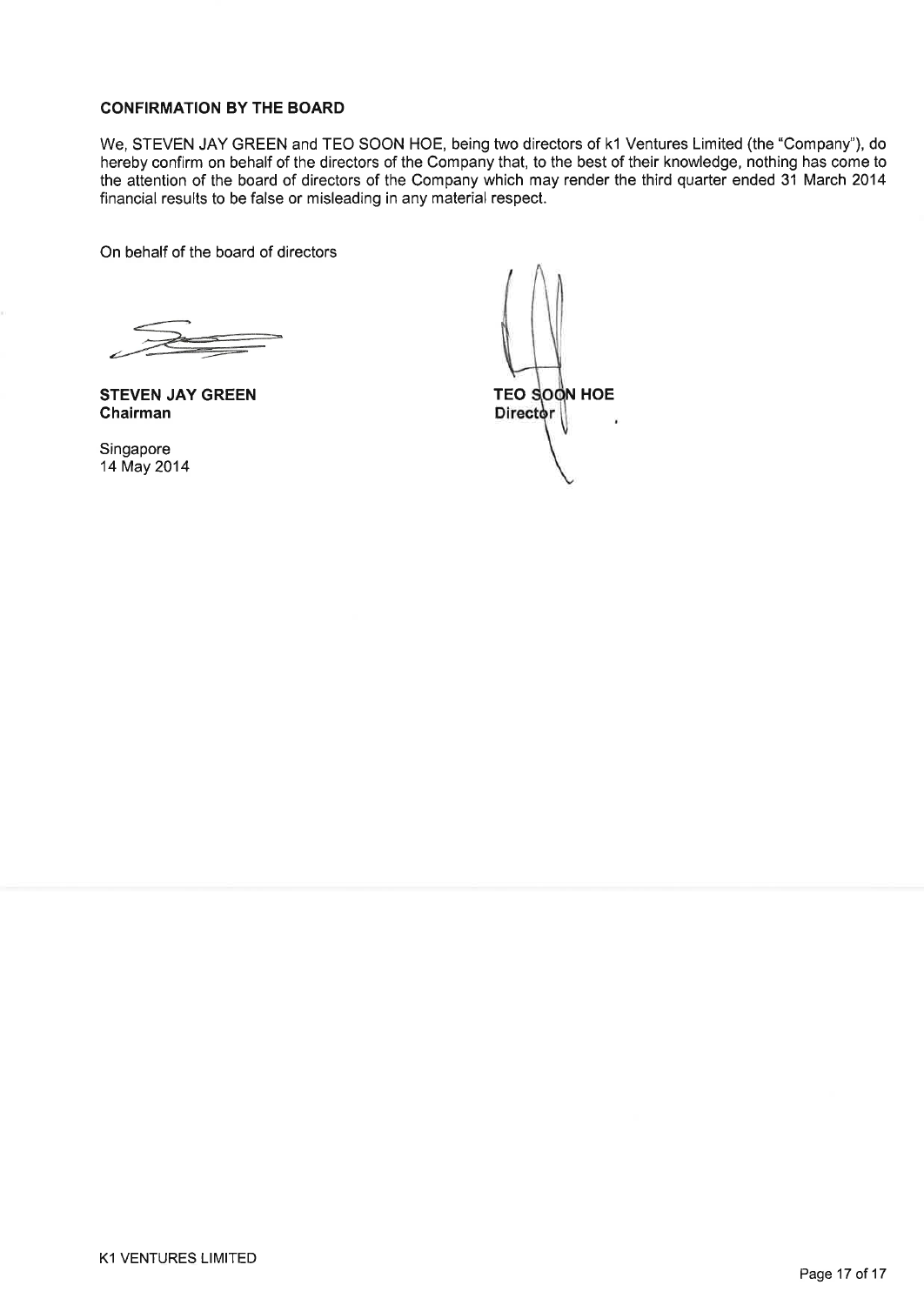**CONFIRMATION BY THE BOARD**

We, STEVEN JAY GREEN and TEO SOON HOE, being two directors of k1 Ventures Limited (the "Company"), do hereby confirm on behalf of the directors of the Company that, to the best of their knowledge, nothing has come to the attention of the board of directors of the Company which may render the third quarter ended 31 March 2014 financial results to be false or misleading in any material respect.

On behalf of the board of directors

**STEVEN JAY GREEN**
**Chairman**

**TEO SOON HOE**
**Director**

Singapore
14 May 2014